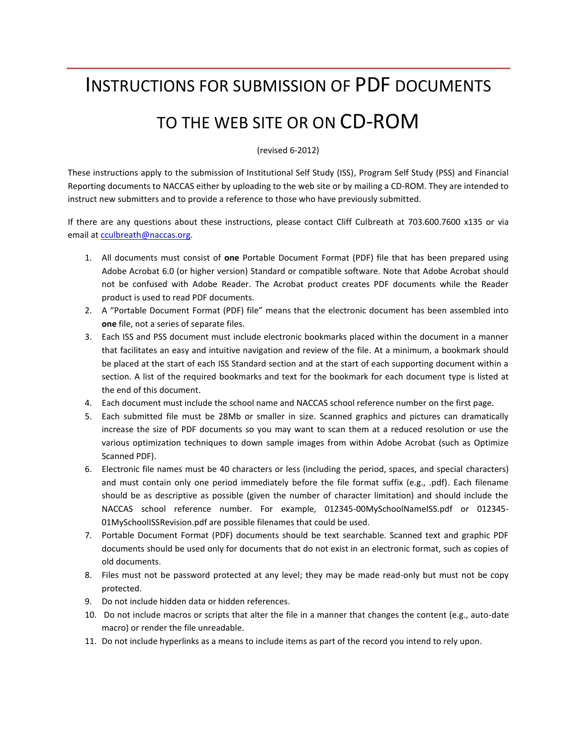# INSTRUCTIONS FOR SUBMISSION OF PDF DOCUMENTS TO THE WEB SITE OR ON CD-ROM

(revised 6-2012)

These instructions apply to the submission of Institutional Self Study (ISS), Program Self Study (PSS) and Financial Reporting documents to NACCAS either by uploading to the web site or by mailing a CD-ROM. They are intended to instruct new submitters and to provide a reference to those who have previously submitted.

If there are any questions about these instructions, please contact Cliff Culbreath at 703.600.7600 x135 or via email at cculbreath@naccas.org.

1. All documents must consist of **one** Portable Document Format (PDF) file that has been prepared using Adobe Acrobat 6.0 (or higher version) Standard or compatible software. Note that Adobe Acrobat should not be confused with Adobe Reader. The Acrobat product creates PDF documents while the Reader product is used to read PDF documents.
2. A "Portable Document Format (PDF) file" means that the electronic document has been assembled into **one** file, not a series of separate files.
3. Each ISS and PSS document must include electronic bookmarks placed within the document in a manner that facilitates an easy and intuitive navigation and review of the file. At a minimum, a bookmark should be placed at the start of each ISS Standard section and at the start of each supporting document within a section. A list of the required bookmarks and text for the bookmark for each document type is listed at the end of this document.
4. Each document must include the school name and NACCAS school reference number on the first page.
5. Each submitted file must be 28Mb or smaller in size. Scanned graphics and pictures can dramatically increase the size of PDF documents so you may want to scan them at a reduced resolution or use the various optimization techniques to down sample images from within Adobe Acrobat (such as Optimize Scanned PDF).
6. Electronic file names must be 40 characters or less (including the period, spaces, and special characters) and must contain only one period immediately before the file format suffix (e.g., .pdf). Each filename should be as descriptive as possible (given the number of character limitation) and should include the NACCAS school reference number. For example, 012345-00MySchoolNameISS.pdf or 012345-01MySchoolISSRevision.pdf are possible filenames that could be used.
7. Portable Document Format (PDF) documents should be text searchable. Scanned text and graphic PDF documents should be used only for documents that do not exist in an electronic format, such as copies of old documents.
8. Files must not be password protected at any level; they may be made read-only but must not be copy protected.
9. Do not include hidden data or hidden references.
10. Do not include macros or scripts that alter the file in a manner that changes the content (e.g., auto-date macro) or render the file unreadable.
11. Do not include hyperlinks as a means to include items as part of the record you intend to rely upon.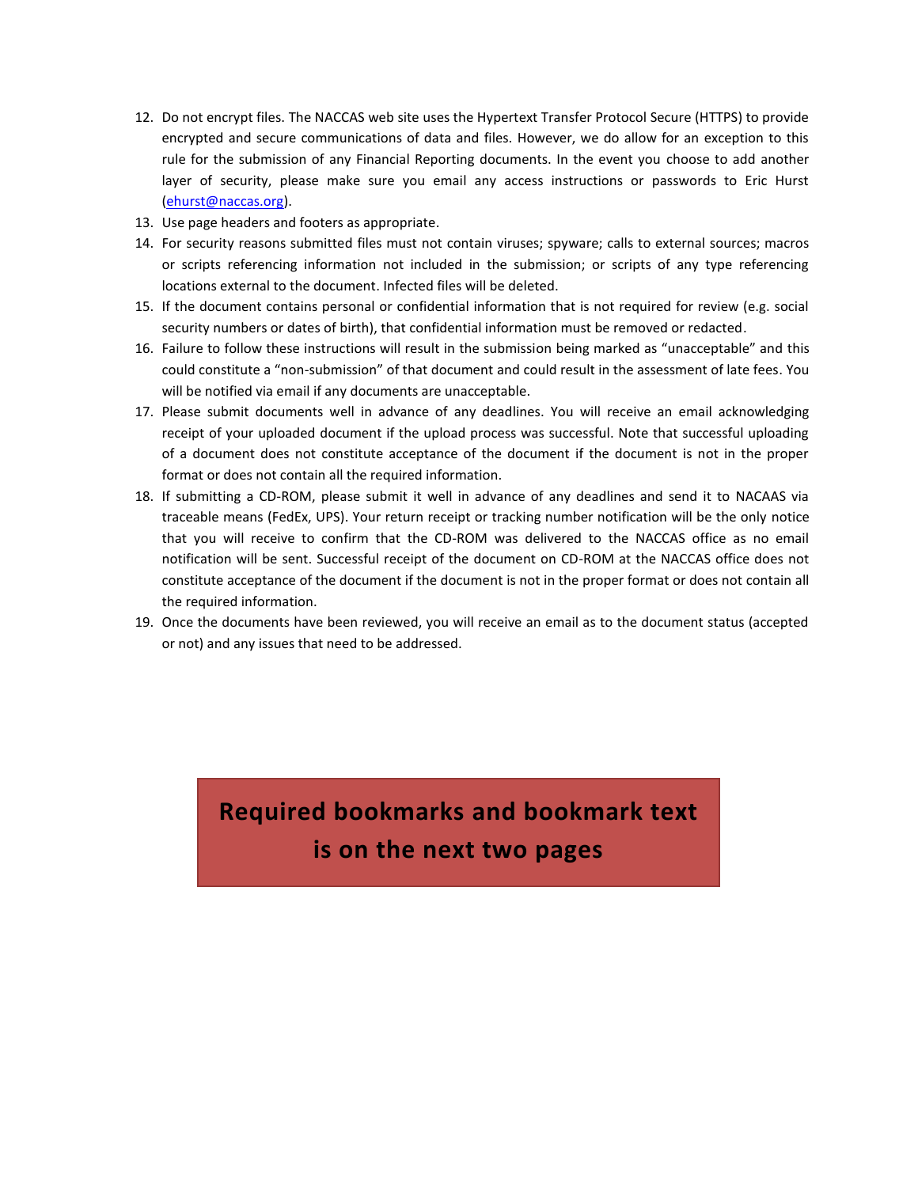12. Do not encrypt files. The NACCAS web site uses the Hypertext Transfer Protocol Secure (HTTPS) to provide encrypted and secure communications of data and files. However, we do allow for an exception to this rule for the submission of any Financial Reporting documents. In the event you choose to add another layer of security, please make sure you email any access instructions or passwords to Eric Hurst (ehurst@naccas.org).
13. Use page headers and footers as appropriate.
14. For security reasons submitted files must not contain viruses; spyware; calls to external sources; macros or scripts referencing information not included in the submission; or scripts of any type referencing locations external to the document. Infected files will be deleted.
15. If the document contains personal or confidential information that is not required for review (e.g. social security numbers or dates of birth), that confidential information must be removed or redacted.
16. Failure to follow these instructions will result in the submission being marked as "unacceptable" and this could constitute a "non-submission" of that document and could result in the assessment of late fees. You will be notified via email if any documents are unacceptable.
17. Please submit documents well in advance of any deadlines. You will receive an email acknowledging receipt of your uploaded document if the upload process was successful. Note that successful uploading of a document does not constitute acceptance of the document if the document is not in the proper format or does not contain all the required information.
18. If submitting a CD-ROM, please submit it well in advance of any deadlines and send it to NACAAS via traceable means (FedEx, UPS). Your return receipt or tracking number notification will be the only notice that you will receive to confirm that the CD-ROM was delivered to the NACCAS office as no email notification will be sent. Successful receipt of the document on CD-ROM at the NACCAS office does not constitute acceptance of the document if the document is not in the proper format or does not contain all the required information.
19. Once the documents have been reviewed, you will receive an email as to the document status (accepted or not) and any issues that need to be addressed.

**Required bookmarks and bookmark text is on the next two pages**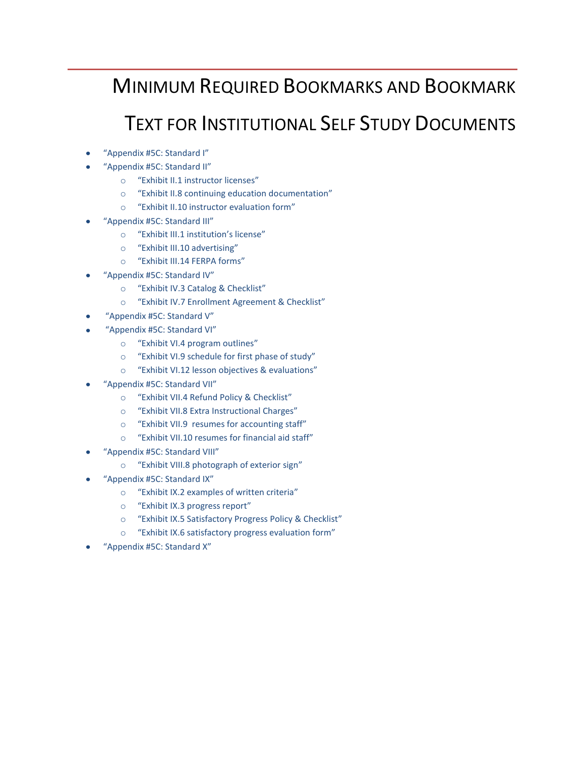# Minimum Required Bookmarks and Bookmark Text for Institutional Self Study Documents

- “Appendix #5C: Standard I”
- “Appendix #5C: Standard II”
    - “Exhibit II.1 instructor licenses”
    - “Exhibit II.8 continuing education documentation”
    - “Exhibit II.10 instructor evaluation form”
- “Appendix #5C: Standard III”
    - “Exhibit III.1 institution’s license”
    - “Exhibit III.10 advertising”
    - “Exhibit III.14 FERPA forms”
- “Appendix #5C: Standard IV”
    - “Exhibit IV.3 Catalog & Checklist”
    - “Exhibit IV.7 Enrollment Agreement & Checklist”
- “Appendix #5C: Standard V”
- “Appendix #5C: Standard VI”
    - “Exhibit VI.4 program outlines”
    - “Exhibit VI.9 schedule for first phase of study”
    - “Exhibit VI.12 lesson objectives & evaluations”
- “Appendix #5C: Standard VII”
    - “Exhibit VII.4 Refund Policy & Checklist”
    - “Exhibit VII.8 Extra Instructional Charges”
    - “Exhibit VII.9 resumes for accounting staff”
    - “Exhibit VII.10 resumes for financial aid staff”
- “Appendix #5C: Standard VIII”
    - “Exhibit VIII.8 photograph of exterior sign”
- “Appendix #5C: Standard IX”
    - “Exhibit IX.2 examples of written criteria”
    - “Exhibit IX.3 progress report”
    - “Exhibit IX.5 Satisfactory Progress Policy & Checklist”
    - “Exhibit IX.6 satisfactory progress evaluation form”
- “Appendix #5C: Standard X”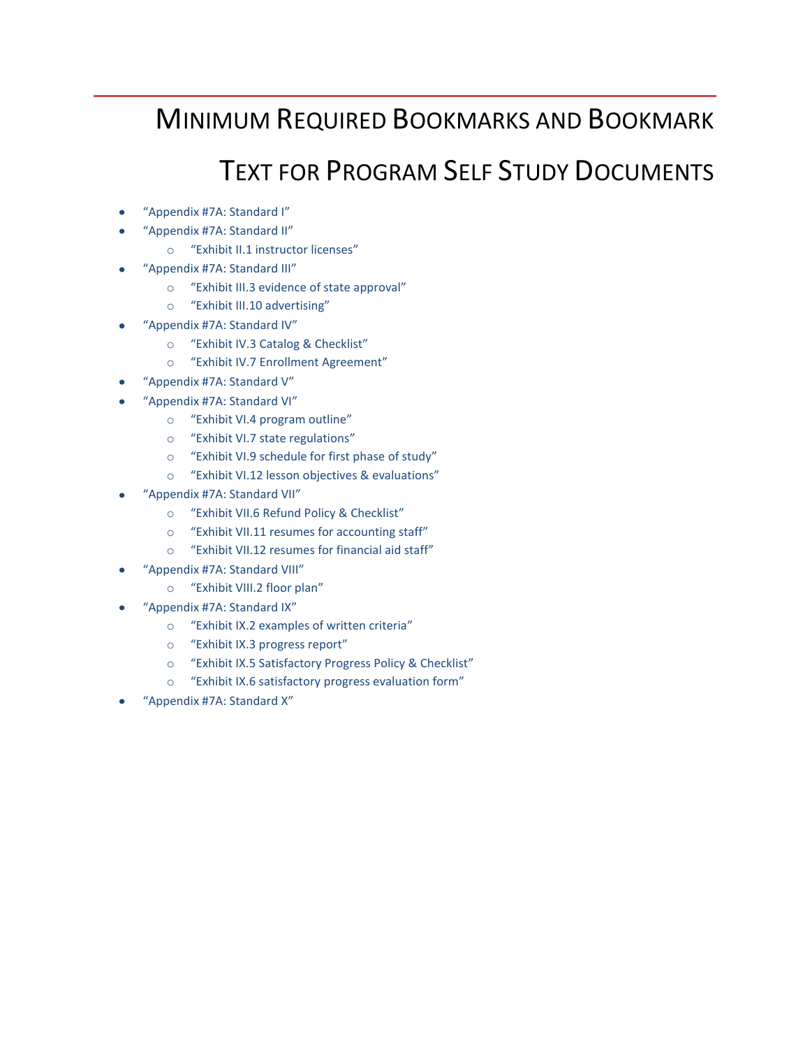# Minimum Required Bookmarks and Bookmark Text for Program Self Study Documents

- "Appendix #7A: Standard I"
- "Appendix #7A: Standard II"
  - "Exhibit II.1 instructor licenses"
- "Appendix #7A: Standard III"
  - "Exhibit III.3 evidence of state approval"
  - "Exhibit III.10 advertising"
- "Appendix #7A: Standard IV"
  - "Exhibit IV.3 Catalog & Checklist"
  - "Exhibit IV.7 Enrollment Agreement"
- "Appendix #7A: Standard V"
- "Appendix #7A: Standard VI"
  - "Exhibit VI.4 program outline"
  - "Exhibit VI.7 state regulations"
  - "Exhibit VI.9 schedule for first phase of study"
  - "Exhibit VI.12 lesson objectives & evaluations"
- "Appendix #7A: Standard VII"
  - "Exhibit VII.6 Refund Policy & Checklist"
  - "Exhibit VII.11 resumes for accounting staff"
  - "Exhibit VII.12 resumes for financial aid staff"
- "Appendix #7A: Standard VIII"
  - "Exhibit VIII.2 floor plan"
- "Appendix #7A: Standard IX"
  - "Exhibit IX.2 examples of written criteria"
  - "Exhibit IX.3 progress report"
  - "Exhibit IX.5 Satisfactory Progress Policy & Checklist"
  - "Exhibit IX.6 satisfactory progress evaluation form"
- "Appendix #7A: Standard X"